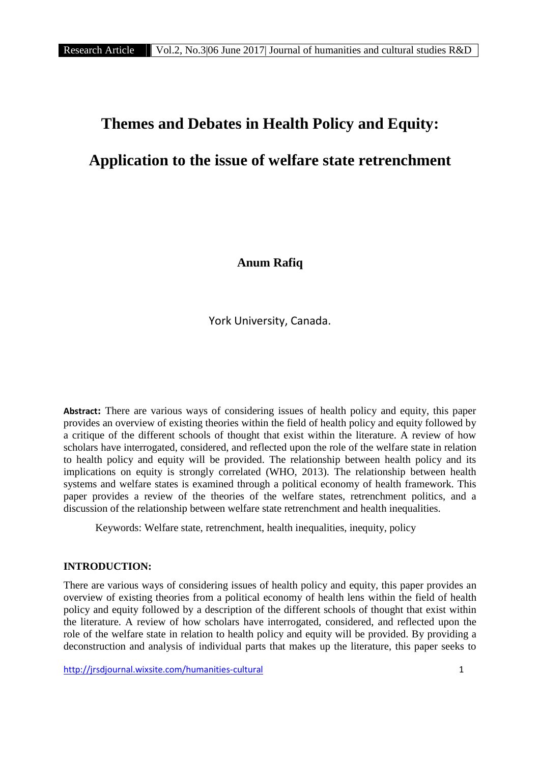# Themes and Debates in Health Policy and Equity:

# Application to the issue of welfare state retrenchment

**Anum Rafiq**

York University, Canada.

**Abstract:** There are various ways of considering issues of health policy and equity, this paper provides an overview of existing theories within the field of health policy and equity followed by a critique of the different schools of thought that exist within the literature. A review of how scholars have interrogated, considered, and reflected upon the role of the welfare state in relation to health policy and equity will be provided. The relationship between health policy and its implications on equity is strongly correlated (WHO, 2013). The relationship between health systems and welfare states is examined through a political economy of health framework. This paper provides a review of the theories of the welfare states, retrenchment politics, and a discussion of the relationship between welfare state retrenchment and health inequalities.

Keywords: Welfare state, retrenchment, health inequalities, inequity, policy

## INTRODUCTION:

There are various ways of considering issues of health policy and equity, this paper provides an overview of existing theories from a political economy of health lens within the field of health policy and equity followed by a description of the different schools of thought that exist within the literature. A review of how scholars have interrogated, considered, and reflected upon the role of the welfare state in relation to health policy and equity will be provided. By providing a deconstruction and analysis of individual parts that makes up the literature, this paper seeks to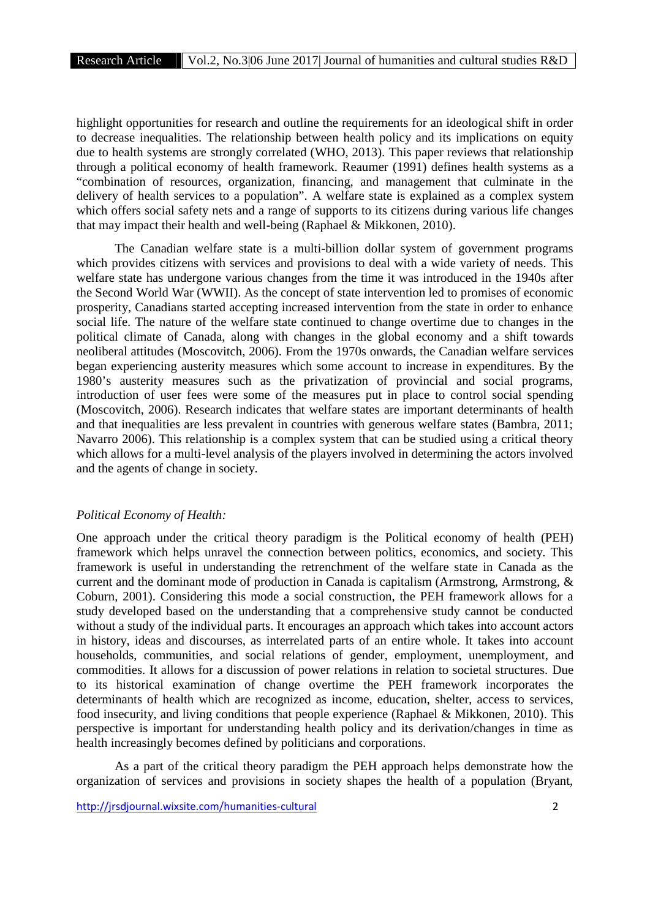highlight opportunities for research and outline the requirements for an ideological shift in order to decrease inequalities. The relationship between health policy and its implications on equity due to health systems are strongly correlated (WHO, 2013). This paper reviews that relationship through a political economy of health framework. Reaumer (1991) defines health systems as a "combination of resources, organization, financing, and management that culminate in the delivery of health services to a population". A welfare state is explained as a complex system which offers social safety nets and a range of supports to its citizens during various life changes that may impact their health and well-being (Raphael & Mikkonen, 2010).

The Canadian welfare state is a multi-billion dollar system of government programs which provides citizens with services and provisions to deal with a wide variety of needs. This welfare state has undergone various changes from the time it was introduced in the 1940s after the Second World War (WWII). As the concept of state intervention led to promises of economic prosperity, Canadians started accepting increased intervention from the state in order to enhance social life. The nature of the welfare state continued to change overtime due to changes in the political climate of Canada, along with changes in the global economy and a shift towards neoliberal attitudes (Moscovitch, 2006). From the 1970s onwards, the Canadian welfare services began experiencing austerity measures which some account to increase in expenditures. By the 1980's austerity measures such as the privatization of provincial and social programs, introduction of user fees were some of the measures put in place to control social spending (Moscovitch, 2006). Research indicates that welfare states are important determinants of health and that inequalities are less prevalent in countries with generous welfare states (Bambra, 2011; Navarro 2006). This relationship is a complex system that can be studied using a critical theory which allows for a multi-level analysis of the players involved in determining the actors involved and the agents of change in society.

*Political Economy of Health:*

One approach under the critical theory paradigm is the Political economy of health (PEH) framework which helps unravel the connection between politics, economics, and society. This framework is useful in understanding the retrenchment of the welfare state in Canada as the current and the dominant mode of production in Canada is capitalism (Armstrong, Armstrong, & Coburn, 2001). Considering this mode a social construction, the PEH framework allows for a study developed based on the understanding that a comprehensive study cannot be conducted without a study of the individual parts. It encourages an approach which takes into account actors in history, ideas and discourses, as interrelated parts of an entire whole. It takes into account households, communities, and social relations of gender, employment, unemployment, and commodities. It allows for a discussion of power relations in relation to societal structures. Due to its historical examination of change overtime the PEH framework incorporates the determinants of health which are recognized as income, education, shelter, access to services, food insecurity, and living conditions that people experience (Raphael & Mikkonen, 2010). This perspective is important for understanding health policy and its derivation/changes in time as health increasingly becomes defined by politicians and corporations.

As a part of the critical theory paradigm the PEH approach helps demonstrate how the organization of services and provisions in society shapes the health of a population (Bryant,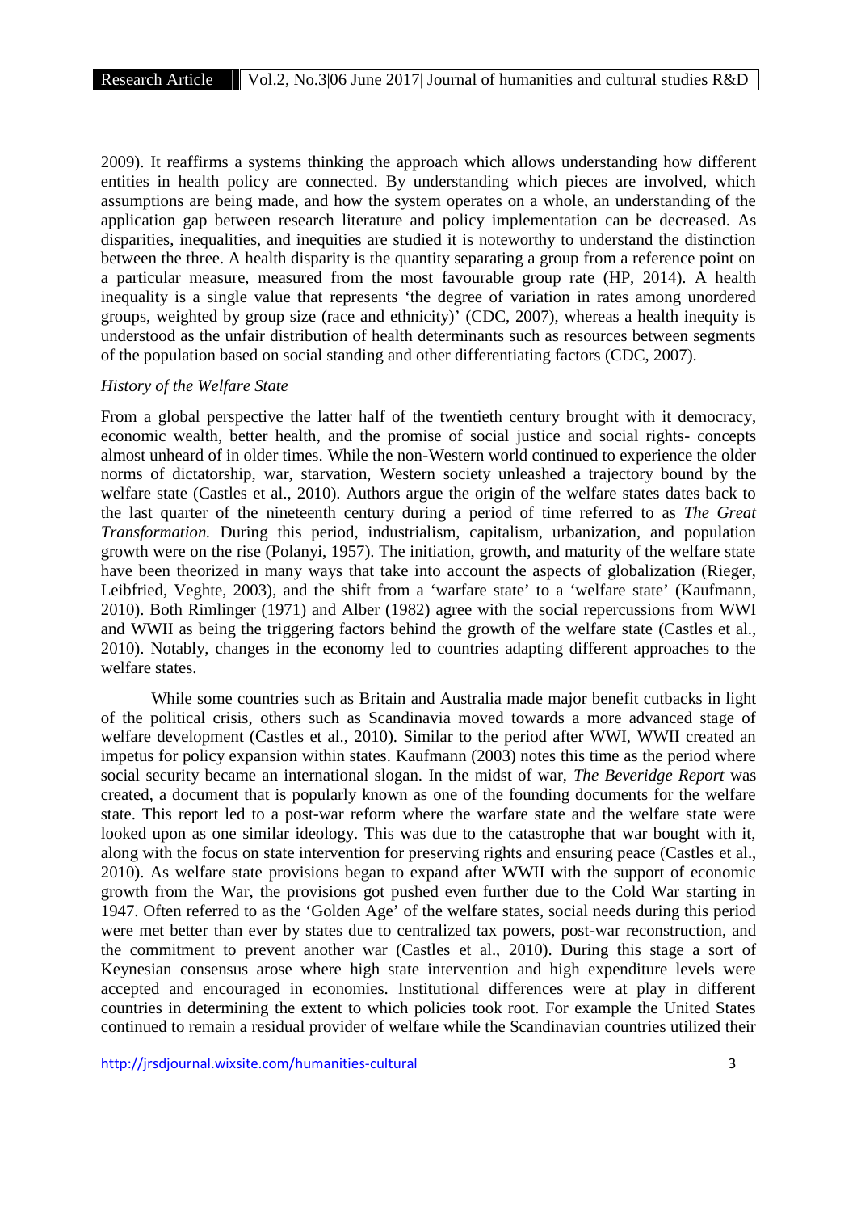2009). It reaffirms a systems thinking the approach which allows understanding how different entities in health policy are connected. By understanding which pieces are involved, which assumptions are being made, and how the system operates on a whole, an understanding of the application gap between research literature and policy implementation can be decreased. As disparities, inequalities, and inequities are studied it is noteworthy to understand the distinction between the three. A health disparity is the quantity separating a group from a reference point on a particular measure, measured from the most favourable group rate (HP, 2014). A health inequality is a single value that represents 'the degree of variation in rates among unordered groups, weighted by group size (race and ethnicity)' (CDC, 2007), whereas a health inequity is understood as the unfair distribution of health determinants such as resources between segments of the population based on social standing and other differentiating factors (CDC, 2007).

*History of the Welfare State*

From a global perspective the latter half of the twentieth century brought with it democracy, economic wealth, better health, and the promise of social justice and social rights- concepts almost unheard of in older times. While the non-Western world continued to experience the older norms of dictatorship, war, starvation, Western society unleashed a trajectory bound by the welfare state (Castles et al., 2010). Authors argue the origin of the welfare states dates back to the last quarter of the nineteenth century during a period of time referred to as *The Great Transformation.* During this period, industrialism, capitalism, urbanization, and population growth were on the rise (Polanyi, 1957). The initiation, growth, and maturity of the welfare state have been theorized in many ways that take into account the aspects of globalization (Rieger, Leibfried, Veghte, 2003), and the shift from a 'warfare state' to a 'welfare state' (Kaufmann, 2010). Both Rimlinger (1971) and Alber (1982) agree with the social repercussions from WWI and WWII as being the triggering factors behind the growth of the welfare state (Castles et al., 2010). Notably, changes in the economy led to countries adapting different approaches to the welfare states.

While some countries such as Britain and Australia made major benefit cutbacks in light of the political crisis, others such as Scandinavia moved towards a more advanced stage of welfare development (Castles et al., 2010). Similar to the period after WWI, WWII created an impetus for policy expansion within states. Kaufmann (2003) notes this time as the period where social security became an international slogan. In the midst of war, *The Beveridge Report* was created, a document that is popularly known as one of the founding documents for the welfare state. This report led to a post-war reform where the warfare state and the welfare state were looked upon as one similar ideology. This was due to the catastrophe that war bought with it, along with the focus on state intervention for preserving rights and ensuring peace (Castles et al., 2010). As welfare state provisions began to expand after WWII with the support of economic growth from the War, the provisions got pushed even further due to the Cold War starting in 1947. Often referred to as the 'Golden Age' of the welfare states, social needs during this period were met better than ever by states due to centralized tax powers, post-war reconstruction, and the commitment to prevent another war (Castles et al., 2010). During this stage a sort of Keynesian consensus arose where high state intervention and high expenditure levels were accepted and encouraged in economies. Institutional differences were at play in different countries in determining the extent to which policies took root. For example the United States continued to remain a residual provider of welfare while the Scandinavian countries utilized their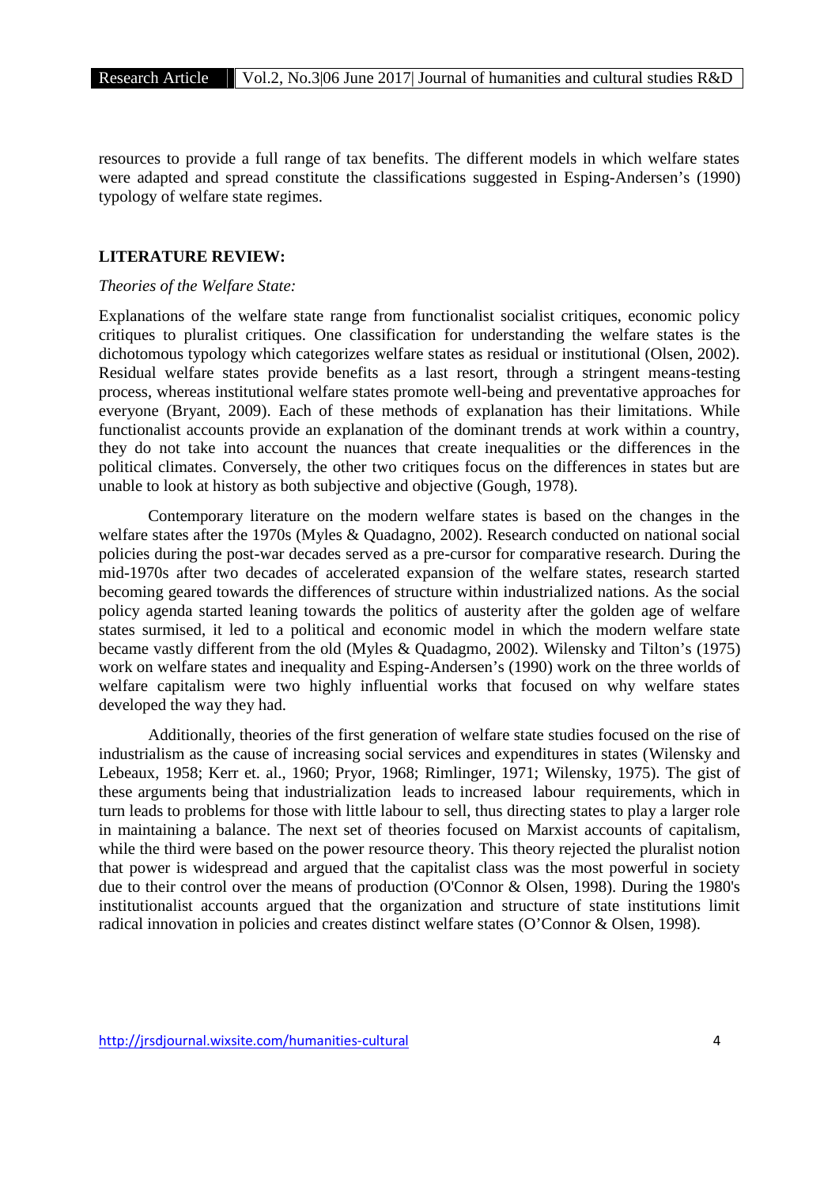resources to provide a full range of tax benefits. The different models in which welfare states were adapted and spread constitute the classifications suggested in Esping-Andersen's (1990) typology of welfare state regimes.

## LITERATURE REVIEW:

### *Theories of the Welfare State:*

Explanations of the welfare state range from functionalist socialist critiques, economic policy critiques to pluralist critiques. One classification for understanding the welfare states is the dichotomous typology which categorizes welfare states as residual or institutional (Olsen, 2002). Residual welfare states provide benefits as a last resort, through a stringent means-testing process, whereas institutional welfare states promote well-being and preventative approaches for everyone (Bryant, 2009). Each of these methods of explanation has their limitations. While functionalist accounts provide an explanation of the dominant trends at work within a country, they do not take into account the nuances that create inequalities or the differences in the political climates. Conversely, the other two critiques focus on the differences in states but are unable to look at history as both subjective and objective (Gough, 1978).

Contemporary literature on the modern welfare states is based on the changes in the welfare states after the 1970s (Myles & Quadagno, 2002). Research conducted on national social policies during the post-war decades served as a pre-cursor for comparative research. During the mid-1970s after two decades of accelerated expansion of the welfare states, research started becoming geared towards the differences of structure within industrialized nations. As the social policy agenda started leaning towards the politics of austerity after the golden age of welfare states surmised, it led to a political and economic model in which the modern welfare state became vastly different from the old (Myles & Quadagmo, 2002). Wilensky and Tilton's (1975) work on welfare states and inequality and Esping-Andersen's (1990) work on the three worlds of welfare capitalism were two highly influential works that focused on why welfare states developed the way they had.

Additionally, theories of the first generation of welfare state studies focused on the rise of industrialism as the cause of increasing social services and expenditures in states (Wilensky and Lebeaux, 1958; Kerr et. al., 1960; Pryor, 1968; Rimlinger, 1971; Wilensky, 1975). The gist of these arguments being that industrialization leads to increased labour requirements, which in turn leads to problems for those with little labour to sell, thus directing states to play a larger role in maintaining a balance. The next set of theories focused on Marxist accounts of capitalism, while the third were based on the power resource theory. This theory rejected the pluralist notion that power is widespread and argued that the capitalist class was the most powerful in society due to their control over the means of production (O'Connor & Olsen, 1998). During the 1980's institutionalist accounts argued that the organization and structure of state institutions limit radical innovation in policies and creates distinct welfare states (O'Connor & Olsen, 1998).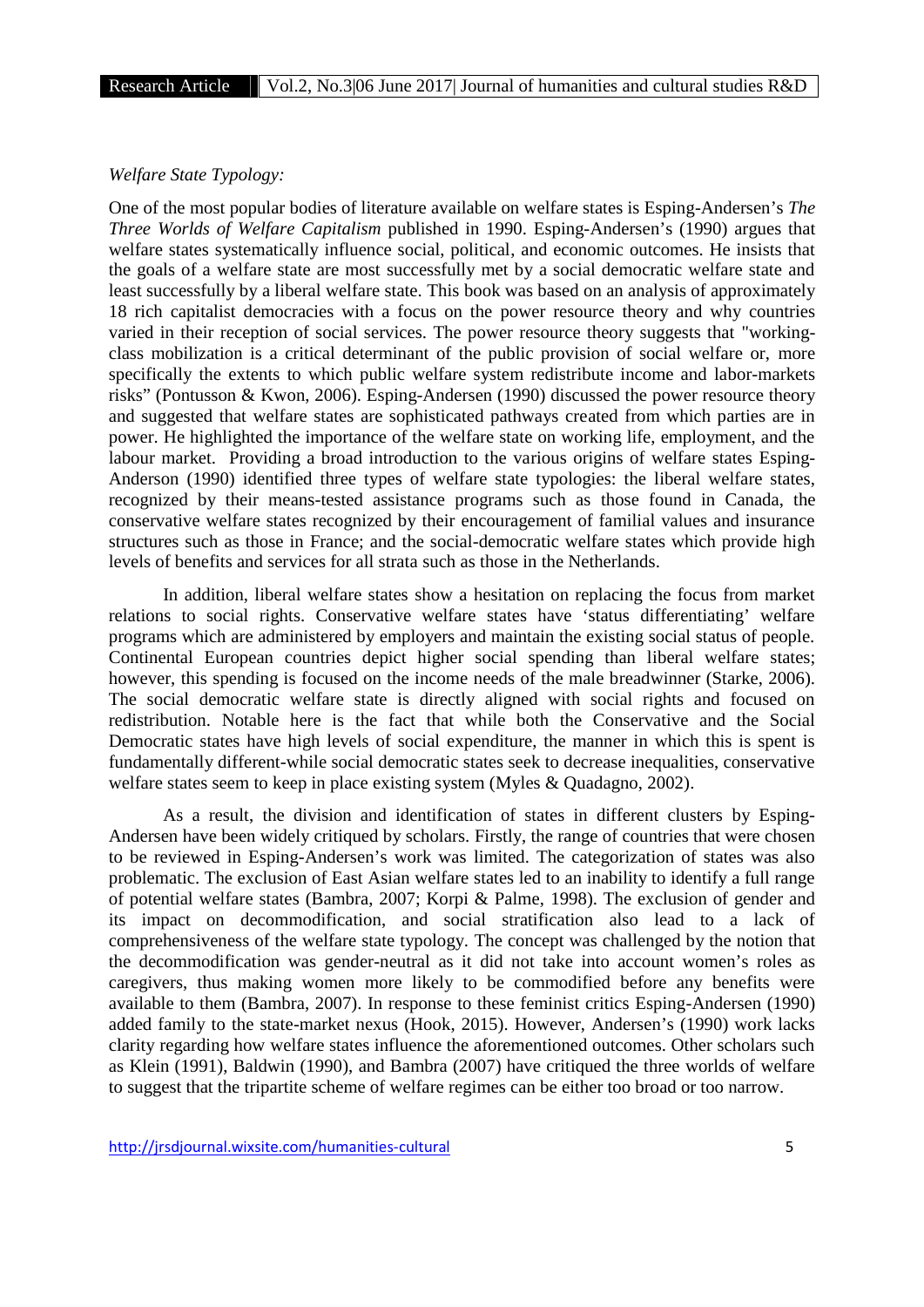*Welfare State Typology:*

One of the most popular bodies of literature available on welfare states is Esping-Andersen's *The Three Worlds of Welfare Capitalism* published in 1990. Esping-Andersen's (1990) argues that welfare states systematically influence social, political, and economic outcomes. He insists that the goals of a welfare state are most successfully met by a social democratic welfare state and least successfully by a liberal welfare state. This book was based on an analysis of approximately 18 rich capitalist democracies with a focus on the power resource theory and why countries varied in their reception of social services. The power resource theory suggests that "working-class mobilization is a critical determinant of the public provision of social welfare or, more specifically the extents to which public welfare system redistribute income and labor-markets risks" (Pontusson & Kwon, 2006). Esping-Andersen (1990) discussed the power resource theory and suggested that welfare states are sophisticated pathways created from which parties are in power. He highlighted the importance of the welfare state on working life, employment, and the labour market. Providing a broad introduction to the various origins of welfare states Esping-Anderson (1990) identified three types of welfare state typologies: the liberal welfare states, recognized by their means-tested assistance programs such as those found in Canada, the conservative welfare states recognized by their encouragement of familial values and insurance structures such as those in France; and the social-democratic welfare states which provide high levels of benefits and services for all strata such as those in the Netherlands.

In addition, liberal welfare states show a hesitation on replacing the focus from market relations to social rights. Conservative welfare states have 'status differentiating' welfare programs which are administered by employers and maintain the existing social status of people. Continental European countries depict higher social spending than liberal welfare states; however, this spending is focused on the income needs of the male breadwinner (Starke, 2006). The social democratic welfare state is directly aligned with social rights and focused on redistribution. Notable here is the fact that while both the Conservative and the Social Democratic states have high levels of social expenditure, the manner in which this is spent is fundamentally different-while social democratic states seek to decrease inequalities, conservative welfare states seem to keep in place existing system (Myles & Quadagno, 2002).

As a result, the division and identification of states in different clusters by Esping-Andersen have been widely critiqued by scholars. Firstly, the range of countries that were chosen to be reviewed in Esping-Andersen's work was limited. The categorization of states was also problematic. The exclusion of East Asian welfare states led to an inability to identify a full range of potential welfare states (Bambra, 2007; Korpi & Palme, 1998). The exclusion of gender and its impact on decommodification, and social stratification also lead to a lack of comprehensiveness of the welfare state typology. The concept was challenged by the notion that the decommodification was gender-neutral as it did not take into account women's roles as caregivers, thus making women more likely to be commodified before any benefits were available to them (Bambra, 2007). In response to these feminist critics Esping-Andersen (1990) added family to the state-market nexus (Hook, 2015). However, Andersen's (1990) work lacks clarity regarding how welfare states influence the aforementioned outcomes. Other scholars such as Klein (1991), Baldwin (1990), and Bambra (2007) have critiqued the three worlds of welfare to suggest that the tripartite scheme of welfare regimes can be either too broad or too narrow.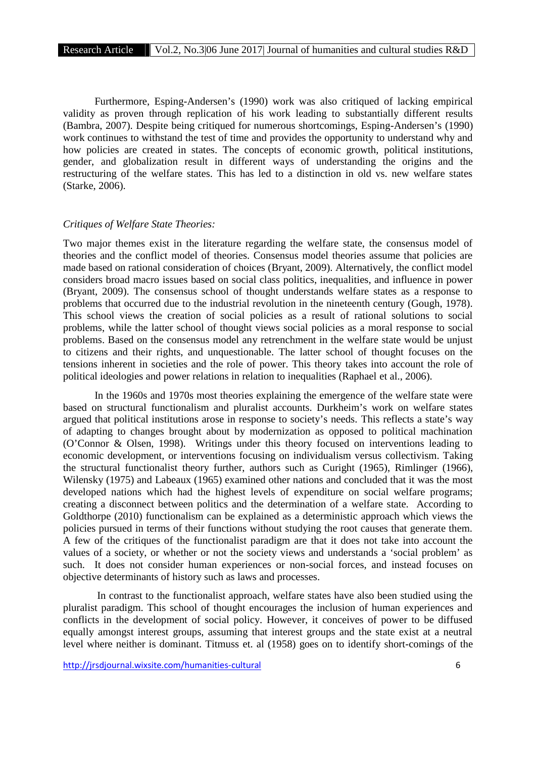Furthermore, Esping-Andersen's (1990) work was also critiqued of lacking empirical validity as proven through replication of his work leading to substantially different results (Bambra, 2007). Despite being critiqued for numerous shortcomings, Esping-Andersen's (1990) work continues to withstand the test of time and provides the opportunity to understand why and how policies are created in states. The concepts of economic growth, political institutions, gender, and globalization result in different ways of understanding the origins and the restructuring of the welfare states. This has led to a distinction in old vs. new welfare states (Starke, 2006).

*Critiques of Welfare State Theories:*

Two major themes exist in the literature regarding the welfare state, the consensus model of theories and the conflict model of theories. Consensus model theories assume that policies are made based on rational consideration of choices (Bryant, 2009). Alternatively, the conflict model considers broad macro issues based on social class politics, inequalities, and influence in power (Bryant, 2009). The consensus school of thought understands welfare states as a response to problems that occurred due to the industrial revolution in the nineteenth century (Gough, 1978). This school views the creation of social policies as a result of rational solutions to social problems, while the latter school of thought views social policies as a moral response to social problems. Based on the consensus model any retrenchment in the welfare state would be unjust to citizens and their rights, and unquestionable. The latter school of thought focuses on the tensions inherent in societies and the role of power. This theory takes into account the role of political ideologies and power relations in relation to inequalities (Raphael et al., 2006).

In the 1960s and 1970s most theories explaining the emergence of the welfare state were based on structural functionalism and pluralist accounts. Durkheim's work on welfare states argued that political institutions arose in response to society's needs. This reflects a state's way of adapting to changes brought about by modernization as opposed to political machination (O'Connor & Olsen, 1998). Writings under this theory focused on interventions leading to economic development, or interventions focusing on individualism versus collectivism. Taking the structural functionalist theory further, authors such as Curight (1965), Rimlinger (1966), Wilensky (1975) and Labeaux (1965) examined other nations and concluded that it was the most developed nations which had the highest levels of expenditure on social welfare programs; creating a disconnect between politics and the determination of a welfare state. According to Goldthorpe (2010) functionalism can be explained as a deterministic approach which views the policies pursued in terms of their functions without studying the root causes that generate them. A few of the critiques of the functionalist paradigm are that it does not take into account the values of a society, or whether or not the society views and understands a 'social problem' as such. It does not consider human experiences or non-social forces, and instead focuses on objective determinants of history such as laws and processes.

In contrast to the functionalist approach, welfare states have also been studied using the pluralist paradigm. This school of thought encourages the inclusion of human experiences and conflicts in the development of social policy. However, it conceives of power to be diffused equally amongst interest groups, assuming that interest groups and the state exist at a neutral level where neither is dominant. Titmuss et. al (1958) goes on to identify short-comings of the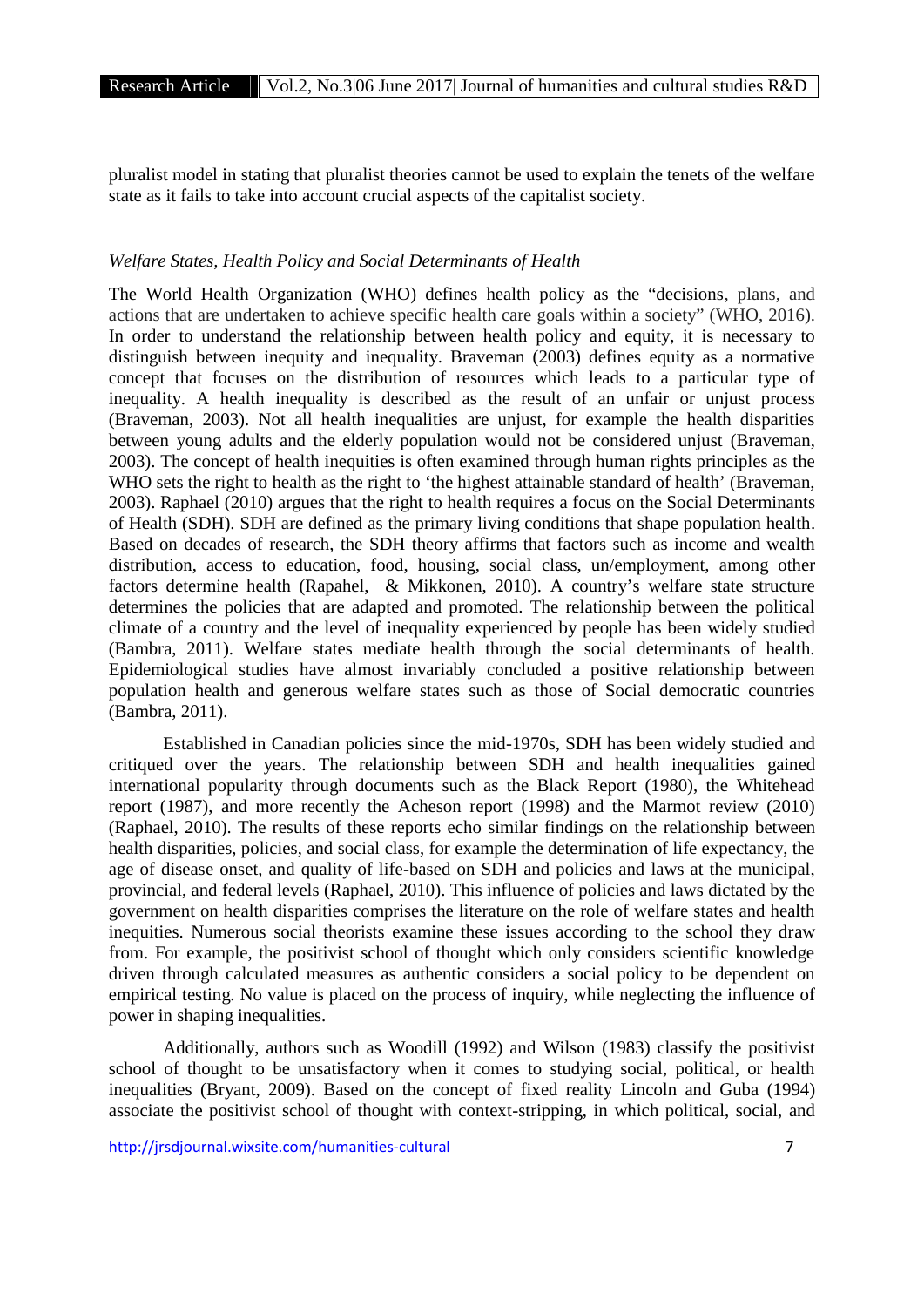pluralist model in stating that pluralist theories cannot be used to explain the tenets of the welfare state as it fails to take into account crucial aspects of the capitalist society.

### *Welfare States, Health Policy and Social Determinants of Health*

The World Health Organization (WHO) defines health policy as the "decisions, plans, and actions that are undertaken to achieve specific health care goals within a society" (WHO, 2016). In order to understand the relationship between health policy and equity, it is necessary to distinguish between inequity and inequality. Braveman (2003) defines equity as a normative concept that focuses on the distribution of resources which leads to a particular type of inequality. A health inequality is described as the result of an unfair or unjust process (Braveman, 2003). Not all health inequalities are unjust, for example the health disparities between young adults and the elderly population would not be considered unjust (Braveman, 2003). The concept of health inequities is often examined through human rights principles as the WHO sets the right to health as the right to 'the highest attainable standard of health' (Braveman, 2003). Raphael (2010) argues that the right to health requires a focus on the Social Determinants of Health (SDH). SDH are defined as the primary living conditions that shape population health. Based on decades of research, the SDH theory affirms that factors such as income and wealth distribution, access to education, food, housing, social class, un/employment, among other factors determine health (Rapahel, & Mikkonen, 2010). A country's welfare state structure determines the policies that are adapted and promoted. The relationship between the political climate of a country and the level of inequality experienced by people has been widely studied (Bambra, 2011). Welfare states mediate health through the social determinants of health. Epidemiological studies have almost invariably concluded a positive relationship between population health and generous welfare states such as those of Social democratic countries (Bambra, 2011).

Established in Canadian policies since the mid-1970s, SDH has been widely studied and critiqued over the years. The relationship between SDH and health inequalities gained international popularity through documents such as the Black Report (1980), the Whitehead report (1987), and more recently the Acheson report (1998) and the Marmot review (2010) (Raphael, 2010). The results of these reports echo similar findings on the relationship between health disparities, policies, and social class, for example the determination of life expectancy, the age of disease onset, and quality of life-based on SDH and policies and laws at the municipal, provincial, and federal levels (Raphael, 2010). This influence of policies and laws dictated by the government on health disparities comprises the literature on the role of welfare states and health inequities. Numerous social theorists examine these issues according to the school they draw from. For example, the positivist school of thought which only considers scientific knowledge driven through calculated measures as authentic considers a social policy to be dependent on empirical testing. No value is placed on the process of inquiry, while neglecting the influence of power in shaping inequalities.

Additionally, authors such as Woodill (1992) and Wilson (1983) classify the positivist school of thought to be unsatisfactory when it comes to studying social, political, or health inequalities (Bryant, 2009). Based on the concept of fixed reality Lincoln and Guba (1994) associate the positivist school of thought with context-stripping, in which political, social, and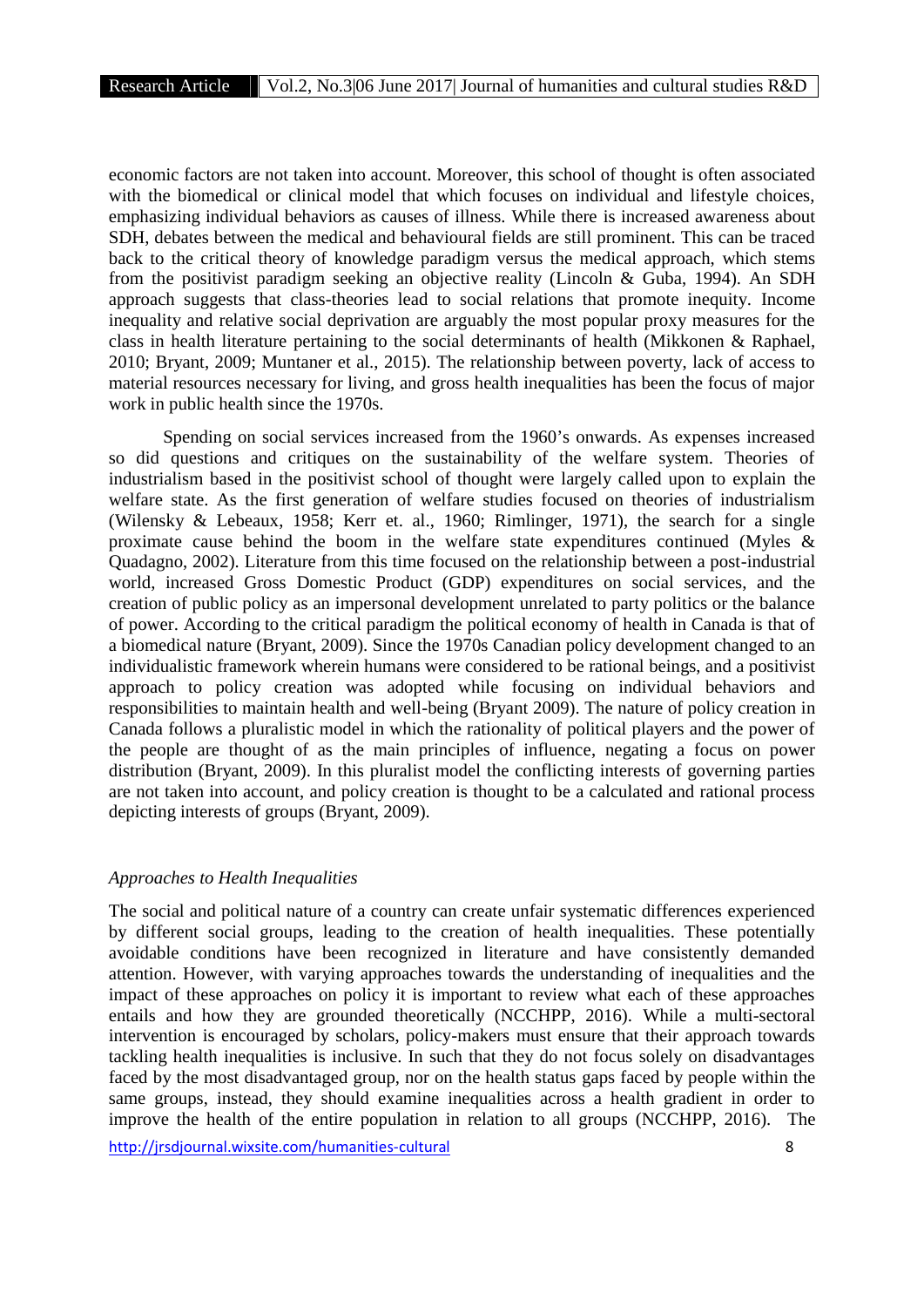economic factors are not taken into account. Moreover, this school of thought is often associated with the biomedical or clinical model that which focuses on individual and lifestyle choices, emphasizing individual behaviors as causes of illness. While there is increased awareness about SDH, debates between the medical and behavioural fields are still prominent. This can be traced back to the critical theory of knowledge paradigm versus the medical approach, which stems from the positivist paradigm seeking an objective reality (Lincoln & Guba, 1994). An SDH approach suggests that class-theories lead to social relations that promote inequity. Income inequality and relative social deprivation are arguably the most popular proxy measures for the class in health literature pertaining to the social determinants of health (Mikkonen & Raphael, 2010; Bryant, 2009; Muntaner et al., 2015). The relationship between poverty, lack of access to material resources necessary for living, and gross health inequalities has been the focus of major work in public health since the 1970s.

Spending on social services increased from the 1960's onwards. As expenses increased so did questions and critiques on the sustainability of the welfare system. Theories of industrialism based in the positivist school of thought were largely called upon to explain the welfare state. As the first generation of welfare studies focused on theories of industrialism (Wilensky & Lebeaux, 1958; Kerr et. al., 1960; Rimlinger, 1971), the search for a single proximate cause behind the boom in the welfare state expenditures continued (Myles & Quadagno, 2002). Literature from this time focused on the relationship between a post-industrial world, increased Gross Domestic Product (GDP) expenditures on social services, and the creation of public policy as an impersonal development unrelated to party politics or the balance of power. According to the critical paradigm the political economy of health in Canada is that of a biomedical nature (Bryant, 2009). Since the 1970s Canadian policy development changed to an individualistic framework wherein humans were considered to be rational beings, and a positivist approach to policy creation was adopted while focusing on individual behaviors and responsibilities to maintain health and well-being (Bryant 2009). The nature of policy creation in Canada follows a pluralistic model in which the rationality of political players and the power of the people are thought of as the main principles of influence, negating a focus on power distribution (Bryant, 2009). In this pluralist model the conflicting interests of governing parties are not taken into account, and policy creation is thought to be a calculated and rational process depicting interests of groups (Bryant, 2009).

*Approaches to Health Inequalities*

The social and political nature of a country can create unfair systematic differences experienced by different social groups, leading to the creation of health inequalities. These potentially avoidable conditions have been recognized in literature and have consistently demanded attention. However, with varying approaches towards the understanding of inequalities and the impact of these approaches on policy it is important to review what each of these approaches entails and how they are grounded theoretically (NCCHPP, 2016). While a multi-sectoral intervention is encouraged by scholars, policy-makers must ensure that their approach towards tackling health inequalities is inclusive. In such that they do not focus solely on disadvantages faced by the most disadvantaged group, nor on the health status gaps faced by people within the same groups, instead, they should examine inequalities across a health gradient in order to improve the health of the entire population in relation to all groups (NCCHPP, 2016). The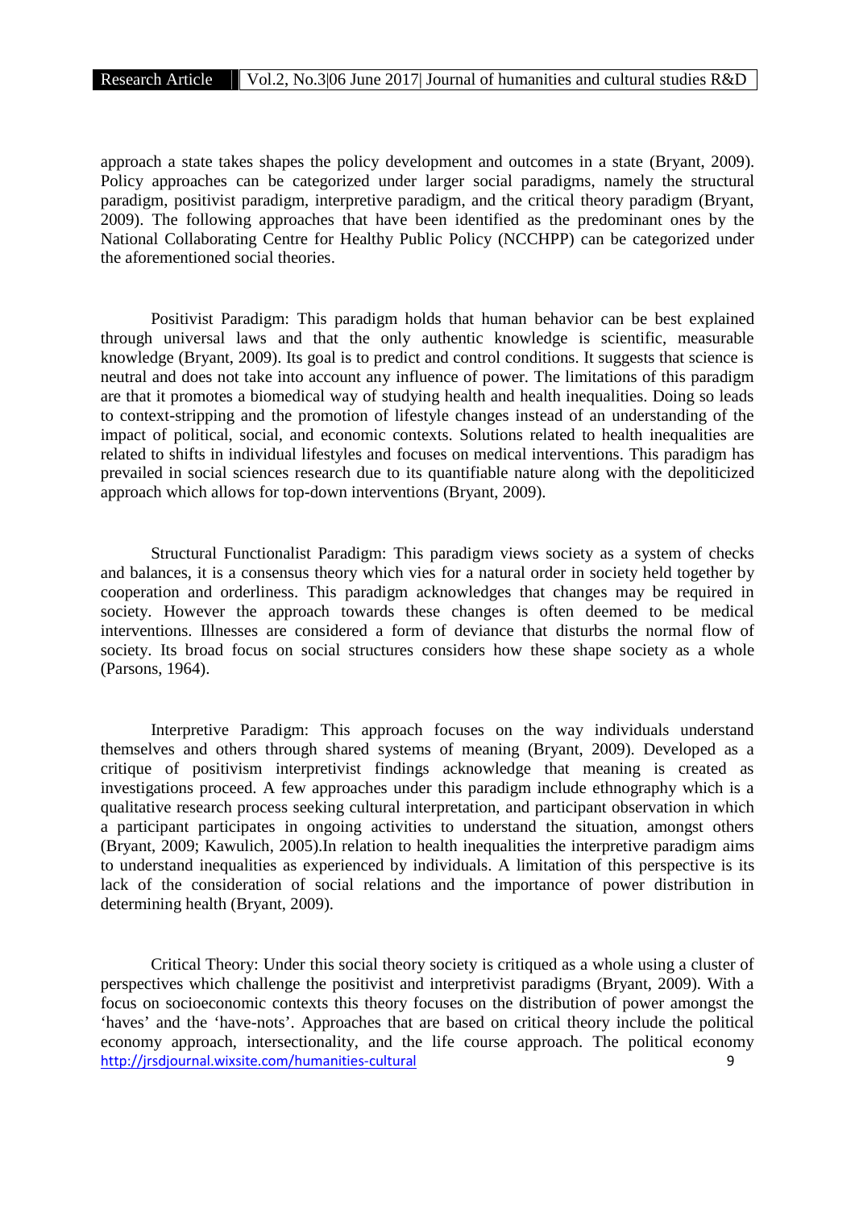approach a state takes shapes the policy development and outcomes in a state (Bryant, 2009). Policy approaches can be categorized under larger social paradigms, namely the structural paradigm, positivist paradigm, interpretive paradigm, and the critical theory paradigm (Bryant, 2009). The following approaches that have been identified as the predominant ones by the National Collaborating Centre for Healthy Public Policy (NCCHPP) can be categorized under the aforementioned social theories.

Positivist Paradigm: This paradigm holds that human behavior can be best explained through universal laws and that the only authentic knowledge is scientific, measurable knowledge (Bryant, 2009). Its goal is to predict and control conditions. It suggests that science is neutral and does not take into account any influence of power. The limitations of this paradigm are that it promotes a biomedical way of studying health and health inequalities. Doing so leads to context-stripping and the promotion of lifestyle changes instead of an understanding of the impact of political, social, and economic contexts. Solutions related to health inequalities are related to shifts in individual lifestyles and focuses on medical interventions. This paradigm has prevailed in social sciences research due to its quantifiable nature along with the depoliticized approach which allows for top-down interventions (Bryant, 2009).

Structural Functionalist Paradigm: This paradigm views society as a system of checks and balances, it is a consensus theory which vies for a natural order in society held together by cooperation and orderliness. This paradigm acknowledges that changes may be required in society. However the approach towards these changes is often deemed to be medical interventions. Illnesses are considered a form of deviance that disturbs the normal flow of society. Its broad focus on social structures considers how these shape society as a whole (Parsons, 1964).

Interpretive Paradigm: This approach focuses on the way individuals understand themselves and others through shared systems of meaning (Bryant, 2009). Developed as a critique of positivism interpretivist findings acknowledge that meaning is created as investigations proceed. A few approaches under this paradigm include ethnography which is a qualitative research process seeking cultural interpretation, and participant observation in which a participant participates in ongoing activities to understand the situation, amongst others (Bryant, 2009; Kawulich, 2005).In relation to health inequalities the interpretive paradigm aims to understand inequalities as experienced by individuals. A limitation of this perspective is its lack of the consideration of social relations and the importance of power distribution in determining health (Bryant, 2009).

Critical Theory: Under this social theory society is critiqued as a whole using a cluster of perspectives which challenge the positivist and interpretivist paradigms (Bryant, 2009). With a focus on socioeconomic contexts this theory focuses on the distribution of power amongst the 'haves' and the 'have-nots'. Approaches that are based on critical theory include the political economy approach, intersectionality, and the life course approach. The political economy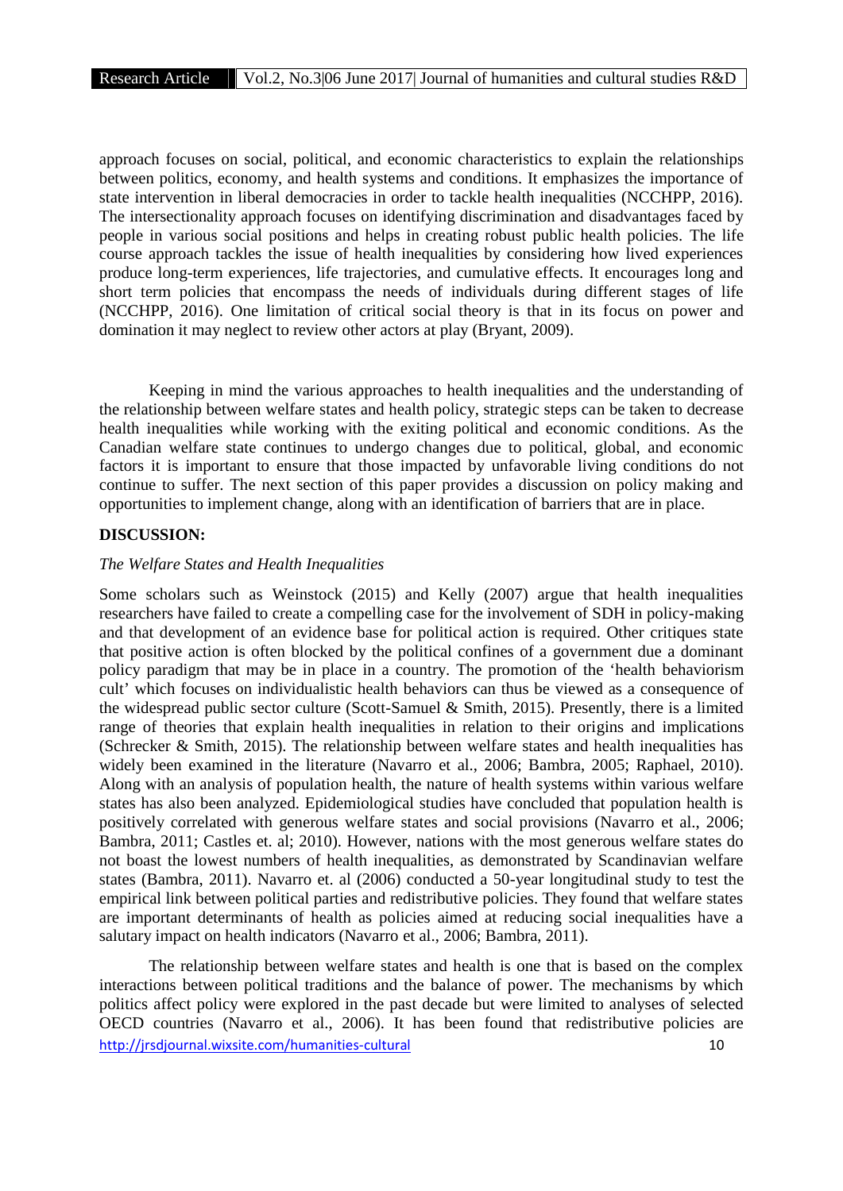approach focuses on social, political, and economic characteristics to explain the relationships between politics, economy, and health systems and conditions. It emphasizes the importance of state intervention in liberal democracies in order to tackle health inequalities (NCCHPP, 2016). The intersectionality approach focuses on identifying discrimination and disadvantages faced by people in various social positions and helps in creating robust public health policies. The life course approach tackles the issue of health inequalities by considering how lived experiences produce long-term experiences, life trajectories, and cumulative effects. It encourages long and short term policies that encompass the needs of individuals during different stages of life (NCCHPP, 2016). One limitation of critical social theory is that in its focus on power and domination it may neglect to review other actors at play (Bryant, 2009).

Keeping in mind the various approaches to health inequalities and the understanding of the relationship between welfare states and health policy, strategic steps can be taken to decrease health inequalities while working with the exiting political and economic conditions. As the Canadian welfare state continues to undergo changes due to political, global, and economic factors it is important to ensure that those impacted by unfavorable living conditions do not continue to suffer. The next section of this paper provides a discussion on policy making and opportunities to implement change, along with an identification of barriers that are in place.

## DISCUSSION:

### *The Welfare States and Health Inequalities*

Some scholars such as Weinstock (2015) and Kelly (2007) argue that health inequalities researchers have failed to create a compelling case for the involvement of SDH in policy-making and that development of an evidence base for political action is required. Other critiques state that positive action is often blocked by the political confines of a government due a dominant policy paradigm that may be in place in a country. The promotion of the 'health behaviorism cult' which focuses on individualistic health behaviors can thus be viewed as a consequence of the widespread public sector culture (Scott-Samuel & Smith, 2015). Presently, there is a limited range of theories that explain health inequalities in relation to their origins and implications (Schrecker & Smith, 2015). The relationship between welfare states and health inequalities has widely been examined in the literature (Navarro et al., 2006; Bambra, 2005; Raphael, 2010). Along with an analysis of population health, the nature of health systems within various welfare states has also been analyzed. Epidemiological studies have concluded that population health is positively correlated with generous welfare states and social provisions (Navarro et al., 2006; Bambra, 2011; Castles et. al; 2010). However, nations with the most generous welfare states do not boast the lowest numbers of health inequalities, as demonstrated by Scandinavian welfare states (Bambra, 2011). Navarro et. al (2006) conducted a 50-year longitudinal study to test the empirical link between political parties and redistributive policies. They found that welfare states are important determinants of health as policies aimed at reducing social inequalities have a salutary impact on health indicators (Navarro et al., 2006; Bambra, 2011).

The relationship between welfare states and health is one that is based on the complex interactions between political traditions and the balance of power. The mechanisms by which politics affect policy were explored in the past decade but were limited to analyses of selected OECD countries (Navarro et al., 2006). It has been found that redistributive policies are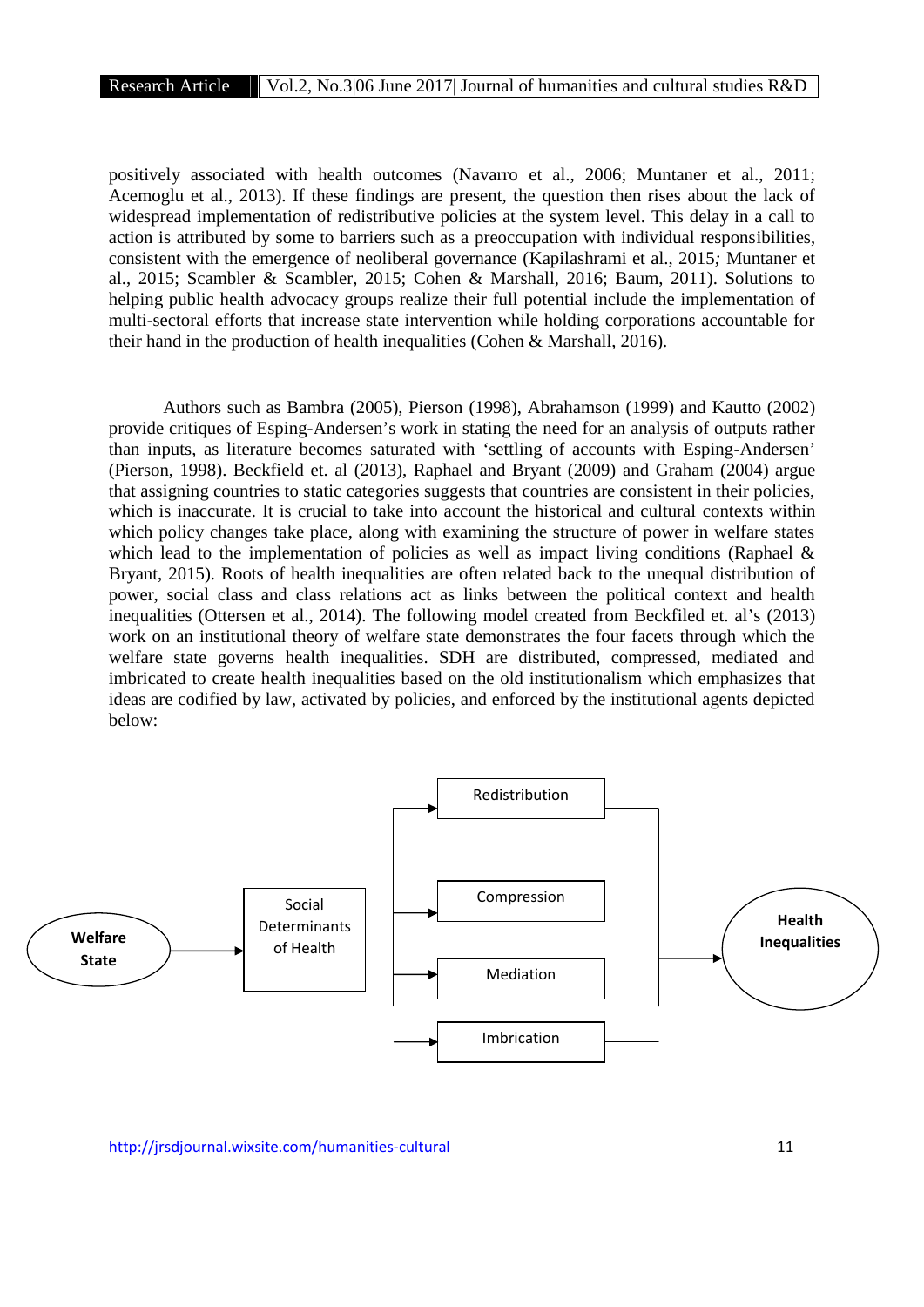positively associated with health outcomes (Navarro et al., 2006; Muntaner et al., 2011; Acemoglu et al., 2013). If these findings are present, the question then rises about the lack of widespread implementation of redistributive policies at the system level. This delay in a call to action is attributed by some to barriers such as a preoccupation with individual responsibilities, consistent with the emergence of neoliberal governance (Kapilashrami et al., 2015*;* Muntaner et al., 2015; Scambler & Scambler, 2015; Cohen & Marshall, 2016; Baum, 2011). Solutions to helping public health advocacy groups realize their full potential include the implementation of multi-sectoral efforts that increase state intervention while holding corporations accountable for their hand in the production of health inequalities (Cohen & Marshall, 2016).

Authors such as Bambra (2005), Pierson (1998), Abrahamson (1999) and Kautto (2002) provide critiques of Esping-Andersen's work in stating the need for an analysis of outputs rather than inputs, as literature becomes saturated with 'settling of accounts with Esping-Andersen' (Pierson, 1998). Beckfield et. al (2013), Raphael and Bryant (2009) and Graham (2004) argue that assigning countries to static categories suggests that countries are consistent in their policies, which is inaccurate. It is crucial to take into account the historical and cultural contexts within which policy changes take place, along with examining the structure of power in welfare states which lead to the implementation of policies as well as impact living conditions (Raphael & Bryant, 2015). Roots of health inequalities are often related back to the unequal distribution of power, social class and class relations act as links between the political context and health inequalities (Ottersen et al., 2014). The following model created from Beckfiled et. al's (2013) work on an institutional theory of welfare state demonstrates the four facets through which the welfare state governs health inequalities. SDH are distributed, compressed, mediated and imbricated to create health inequalities based on the old institutionalism which emphasizes that ideas are codified by law, activated by policies, and enforced by the institutional agents depicted below:

**Welfare State** → Social Determinants of Health → Redistribution / Compression / Mediation / Imbrication → **Health Inequalities**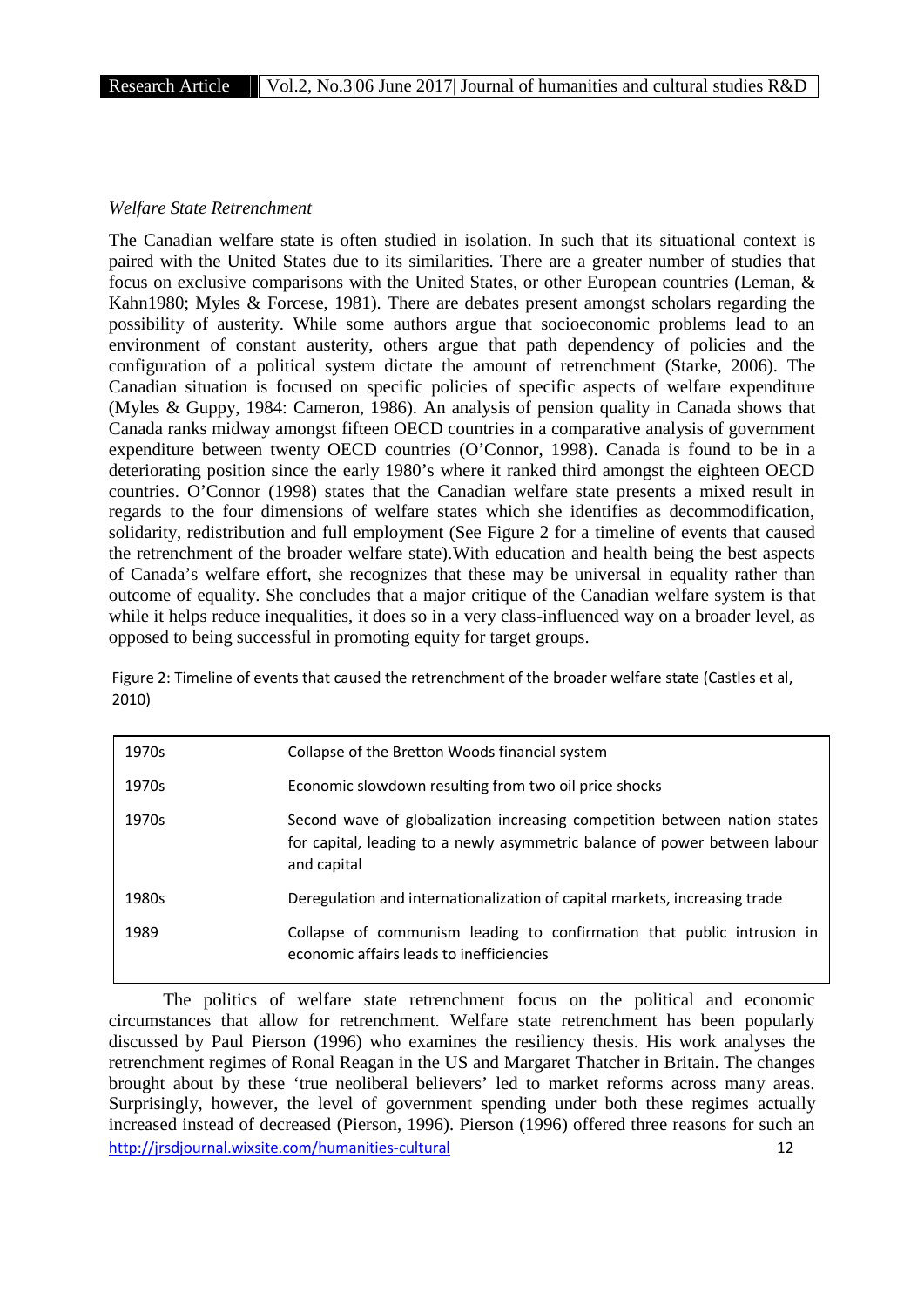*Welfare State Retrenchment*

The Canadian welfare state is often studied in isolation. In such that its situational context is paired with the United States due to its similarities. There are a greater number of studies that focus on exclusive comparisons with the United States, or other European countries (Leman, & Kahn1980; Myles & Forcese, 1981). There are debates present amongst scholars regarding the possibility of austerity. While some authors argue that socioeconomic problems lead to an environment of constant austerity, others argue that path dependency of policies and the configuration of a political system dictate the amount of retrenchment (Starke, 2006). The Canadian situation is focused on specific policies of specific aspects of welfare expenditure (Myles & Guppy, 1984: Cameron, 1986). An analysis of pension quality in Canada shows that Canada ranks midway amongst fifteen OECD countries in a comparative analysis of government expenditure between twenty OECD countries (O'Connor, 1998). Canada is found to be in a deteriorating position since the early 1980's where it ranked third amongst the eighteen OECD countries. O'Connor (1998) states that the Canadian welfare state presents a mixed result in regards to the four dimensions of welfare states which she identifies as decommodification, solidarity, redistribution and full employment (See Figure 2 for a timeline of events that caused the retrenchment of the broader welfare state).With education and health being the best aspects of Canada's welfare effort, she recognizes that these may be universal in equality rather than outcome of equality. She concludes that a major critique of the Canadian welfare system is that while it helps reduce inequalities, it does so in a very class-influenced way on a broader level, as opposed to being successful in promoting equity for target groups.

Figure 2: Timeline of events that caused the retrenchment of the broader welfare state (Castles et al, 2010)

| | |
|---|---|
| 1970s | Collapse of the Bretton Woods financial system |
| 1970s | Economic slowdown resulting from two oil price shocks |
| 1970s | Second wave of globalization increasing competition between nation states for capital, leading to a newly asymmetric balance of power between labour and capital |
| 1980s | Deregulation and internationalization of capital markets, increasing trade |
| 1989 | Collapse of communism leading to confirmation that public intrusion in economic affairs leads to inefficiencies |

The politics of welfare state retrenchment focus on the political and economic circumstances that allow for retrenchment. Welfare state retrenchment has been popularly discussed by Paul Pierson (1996) who examines the resiliency thesis. His work analyses the retrenchment regimes of Ronal Reagan in the US and Margaret Thatcher in Britain. The changes brought about by these 'true neoliberal believers' led to market reforms across many areas. Surprisingly, however, the level of government spending under both these regimes actually increased instead of decreased (Pierson, 1996). Pierson (1996) offered three reasons for such an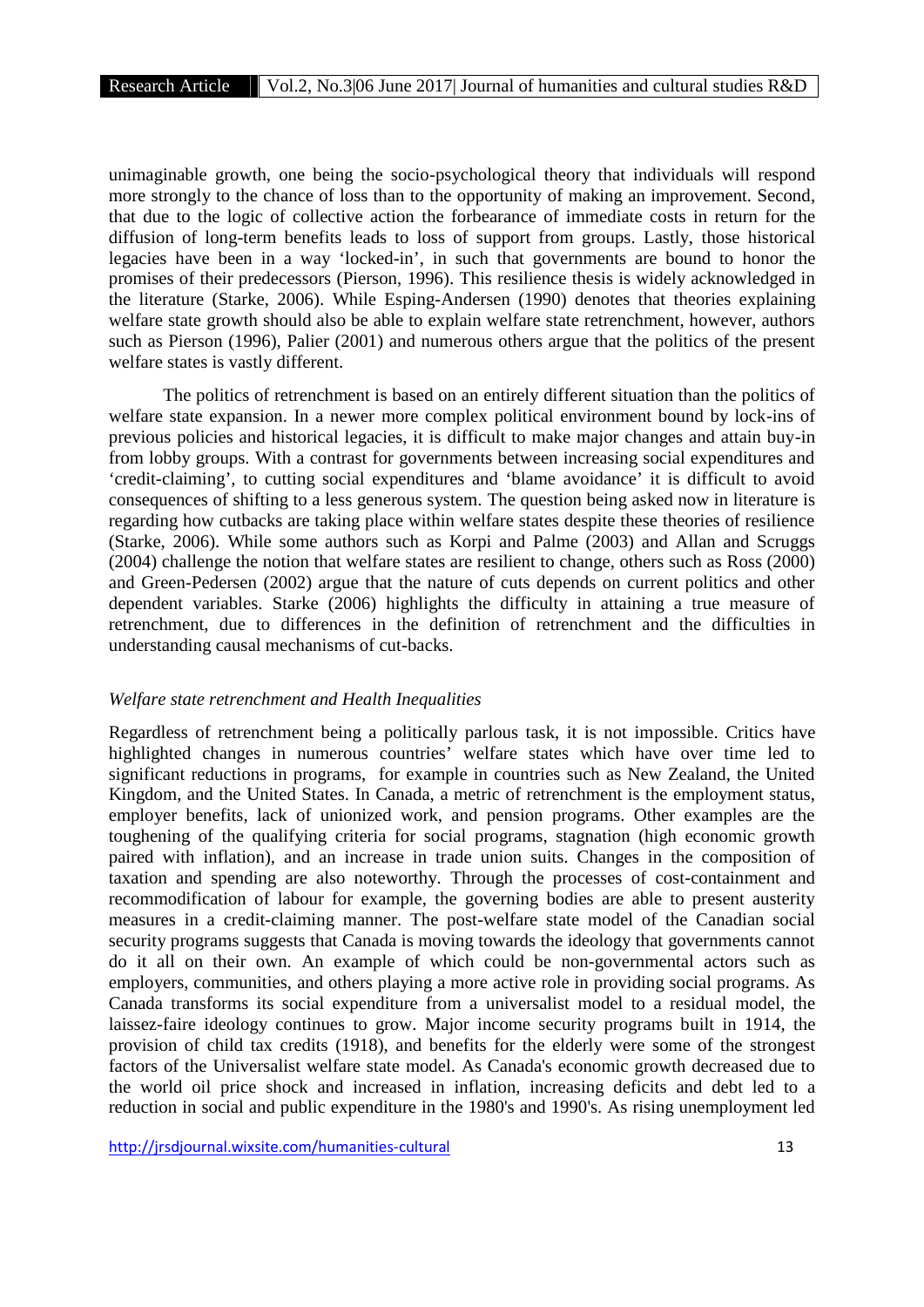unimaginable growth, one being the socio-psychological theory that individuals will respond more strongly to the chance of loss than to the opportunity of making an improvement. Second, that due to the logic of collective action the forbearance of immediate costs in return for the diffusion of long-term benefits leads to loss of support from groups. Lastly, those historical legacies have been in a way 'locked-in', in such that governments are bound to honor the promises of their predecessors (Pierson, 1996). This resilience thesis is widely acknowledged in the literature (Starke, 2006). While Esping-Andersen (1990) denotes that theories explaining welfare state growth should also be able to explain welfare state retrenchment, however, authors such as Pierson (1996), Palier (2001) and numerous others argue that the politics of the present welfare states is vastly different.

The politics of retrenchment is based on an entirely different situation than the politics of welfare state expansion. In a newer more complex political environment bound by lock-ins of previous policies and historical legacies, it is difficult to make major changes and attain buy-in from lobby groups. With a contrast for governments between increasing social expenditures and 'credit-claiming', to cutting social expenditures and 'blame avoidance' it is difficult to avoid consequences of shifting to a less generous system. The question being asked now in literature is regarding how cutbacks are taking place within welfare states despite these theories of resilience (Starke, 2006). While some authors such as Korpi and Palme (2003) and Allan and Scruggs (2004) challenge the notion that welfare states are resilient to change, others such as Ross (2000) and Green-Pedersen (2002) argue that the nature of cuts depends on current politics and other dependent variables. Starke (2006) highlights the difficulty in attaining a true measure of retrenchment, due to differences in the definition of retrenchment and the difficulties in understanding causal mechanisms of cut-backs.

*Welfare state retrenchment and Health Inequalities*

Regardless of retrenchment being a politically parlous task, it is not impossible. Critics have highlighted changes in numerous countries' welfare states which have over time led to significant reductions in programs, for example in countries such as New Zealand, the United Kingdom, and the United States. In Canada, a metric of retrenchment is the employment status, employer benefits, lack of unionized work, and pension programs. Other examples are the toughening of the qualifying criteria for social programs, stagnation (high economic growth paired with inflation), and an increase in trade union suits. Changes in the composition of taxation and spending are also noteworthy. Through the processes of cost-containment and recommodification of labour for example, the governing bodies are able to present austerity measures in a credit-claiming manner. The post-welfare state model of the Canadian social security programs suggests that Canada is moving towards the ideology that governments cannot do it all on their own. An example of which could be non-governmental actors such as employers, communities, and others playing a more active role in providing social programs. As Canada transforms its social expenditure from a universalist model to a residual model, the laissez-faire ideology continues to grow. Major income security programs built in 1914, the provision of child tax credits (1918), and benefits for the elderly were some of the strongest factors of the Universalist welfare state model. As Canada's economic growth decreased due to the world oil price shock and increased in inflation, increasing deficits and debt led to a reduction in social and public expenditure in the 1980's and 1990's. As rising unemployment led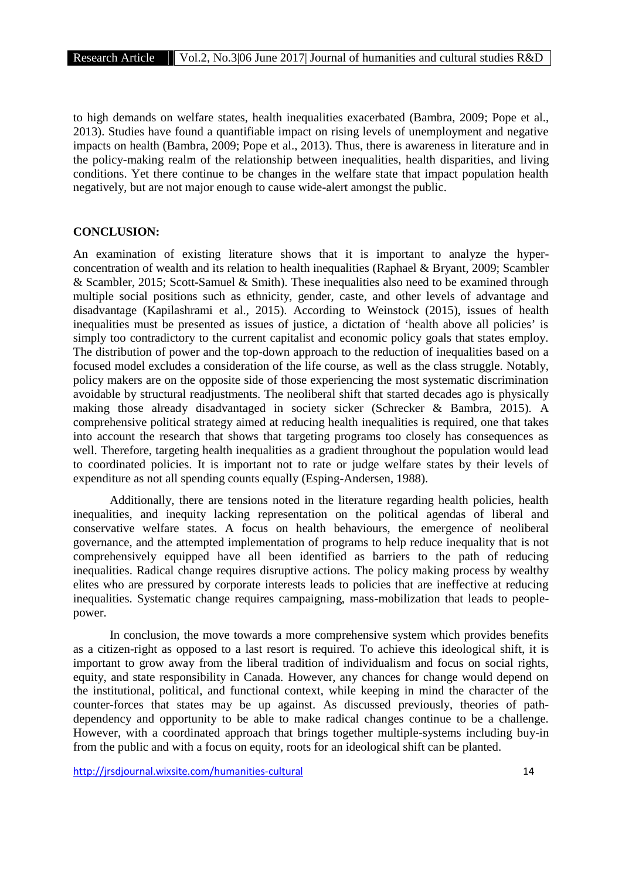to high demands on welfare states, health inequalities exacerbated (Bambra, 2009; Pope et al., 2013). Studies have found a quantifiable impact on rising levels of unemployment and negative impacts on health (Bambra, 2009; Pope et al., 2013). Thus, there is awareness in literature and in the policy-making realm of the relationship between inequalities, health disparities, and living conditions. Yet there continue to be changes in the welfare state that impact population health negatively, but are not major enough to cause wide-alert amongst the public.

**CONCLUSION:**

An examination of existing literature shows that it is important to analyze the hyper-concentration of wealth and its relation to health inequalities (Raphael & Bryant, 2009; Scambler & Scambler, 2015; Scott-Samuel & Smith). These inequalities also need to be examined through multiple social positions such as ethnicity, gender, caste, and other levels of advantage and disadvantage (Kapilashrami et al., 2015). According to Weinstock (2015), issues of health inequalities must be presented as issues of justice, a dictation of 'health above all policies' is simply too contradictory to the current capitalist and economic policy goals that states employ. The distribution of power and the top-down approach to the reduction of inequalities based on a focused model excludes a consideration of the life course, as well as the class struggle. Notably, policy makers are on the opposite side of those experiencing the most systematic discrimination avoidable by structural readjustments. The neoliberal shift that started decades ago is physically making those already disadvantaged in society sicker (Schrecker & Bambra, 2015). A comprehensive political strategy aimed at reducing health inequalities is required, one that takes into account the research that shows that targeting programs too closely has consequences as well. Therefore, targeting health inequalities as a gradient throughout the population would lead to coordinated policies. It is important not to rate or judge welfare states by their levels of expenditure as not all spending counts equally (Esping-Andersen, 1988).

Additionally, there are tensions noted in the literature regarding health policies, health inequalities, and inequity lacking representation on the political agendas of liberal and conservative welfare states. A focus on health behaviours, the emergence of neoliberal governance, and the attempted implementation of programs to help reduce inequality that is not comprehensively equipped have all been identified as barriers to the path of reducing inequalities. Radical change requires disruptive actions. The policy making process by wealthy elites who are pressured by corporate interests leads to policies that are ineffective at reducing inequalities. Systematic change requires campaigning, mass-mobilization that leads to people-power.

In conclusion, the move towards a more comprehensive system which provides benefits as a citizen-right as opposed to a last resort is required. To achieve this ideological shift, it is important to grow away from the liberal tradition of individualism and focus on social rights, equity, and state responsibility in Canada. However, any chances for change would depend on the institutional, political, and functional context, while keeping in mind the character of the counter-forces that states may be up against. As discussed previously, theories of path-dependency and opportunity to be able to make radical changes continue to be a challenge. However, with a coordinated approach that brings together multiple-systems including buy-in from the public and with a focus on equity, roots for an ideological shift can be planted.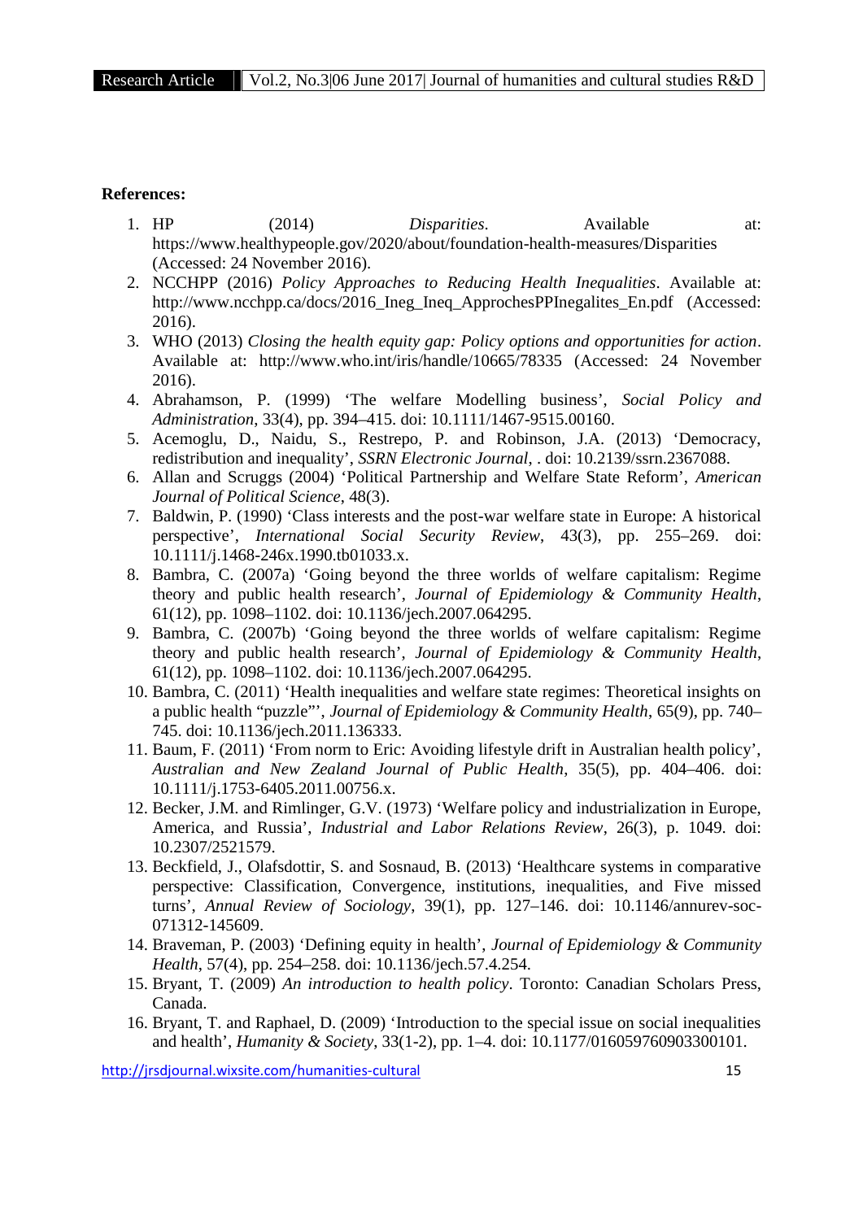**References:**

1. HP (2014) *Disparities*. Available at: https://www.healthypeople.gov/2020/about/foundation-health-measures/Disparities (Accessed: 24 November 2016).
2. NCCHPP (2016) *Policy Approaches to Reducing Health Inequalities*. Available at: http://www.ncchpp.ca/docs/2016_Ineg_Ineq_ApprochesPPInegalites_En.pdf (Accessed: 2016).
3. WHO (2013) *Closing the health equity gap: Policy options and opportunities for action*. Available at: http://www.who.int/iris/handle/10665/78335 (Accessed: 24 November 2016).
4. Abrahamson, P. (1999) 'The welfare Modelling business', *Social Policy and Administration*, 33(4), pp. 394–415. doi: 10.1111/1467-9515.00160.
5. Acemoglu, D., Naidu, S., Restrepo, P. and Robinson, J.A. (2013) 'Democracy, redistribution and inequality', *SSRN Electronic Journal*, . doi: 10.2139/ssrn.2367088.
6. Allan and Scruggs (2004) 'Political Partnership and Welfare State Reform', *American Journal of Political Science*, 48(3).
7. Baldwin, P. (1990) 'Class interests and the post-war welfare state in Europe: A historical perspective', *International Social Security Review*, 43(3), pp. 255–269. doi: 10.1111/j.1468-246x.1990.tb01033.x.
8. Bambra, C. (2007a) 'Going beyond the three worlds of welfare capitalism: Regime theory and public health research', *Journal of Epidemiology & Community Health*, 61(12), pp. 1098–1102. doi: 10.1136/jech.2007.064295.
9. Bambra, C. (2007b) 'Going beyond the three worlds of welfare capitalism: Regime theory and public health research', *Journal of Epidemiology & Community Health*, 61(12), pp. 1098–1102. doi: 10.1136/jech.2007.064295.
10. Bambra, C. (2011) 'Health inequalities and welfare state regimes: Theoretical insights on a public health "puzzle"', *Journal of Epidemiology & Community Health*, 65(9), pp. 740–745. doi: 10.1136/jech.2011.136333.
11. Baum, F. (2011) 'From norm to Eric: Avoiding lifestyle drift in Australian health policy', *Australian and New Zealand Journal of Public Health*, 35(5), pp. 404–406. doi: 10.1111/j.1753-6405.2011.00756.x.
12. Becker, J.M. and Rimlinger, G.V. (1973) 'Welfare policy and industrialization in Europe, America, and Russia', *Industrial and Labor Relations Review*, 26(3), p. 1049. doi: 10.2307/2521579.
13. Beckfield, J., Olafsdottir, S. and Sosnaud, B. (2013) 'Healthcare systems in comparative perspective: Classification, Convergence, institutions, inequalities, and Five missed turns', *Annual Review of Sociology*, 39(1), pp. 127–146. doi: 10.1146/annurev-soc-071312-145609.
14. Braveman, P. (2003) 'Defining equity in health', *Journal of Epidemiology & Community Health*, 57(4), pp. 254–258. doi: 10.1136/jech.57.4.254.
15. Bryant, T. (2009) *An introduction to health policy*. Toronto: Canadian Scholars Press, Canada.
16. Bryant, T. and Raphael, D. (2009) 'Introduction to the special issue on social inequalities and health', *Humanity & Society*, 33(1-2), pp. 1–4. doi: 10.1177/016059760903300101.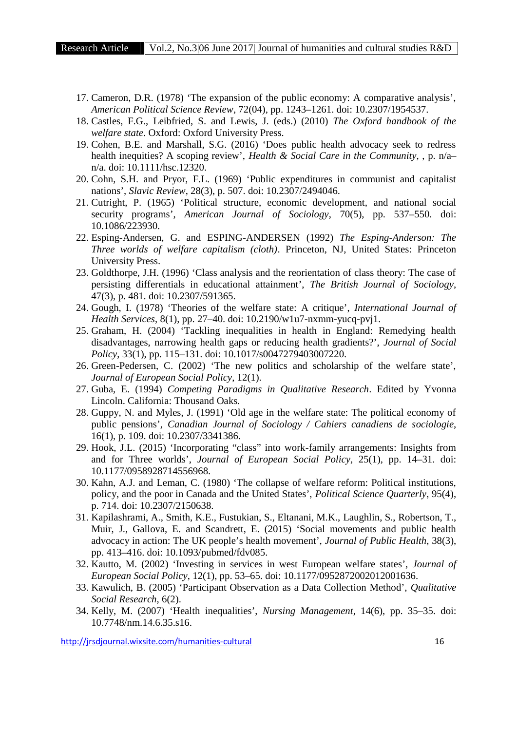17. Cameron, D.R. (1978) 'The expansion of the public economy: A comparative analysis', *American Political Science Review*, 72(04), pp. 1243–1261. doi: 10.2307/1954537.
18. Castles, F.G., Leibfried, S. and Lewis, J. (eds.) (2010) *The Oxford handbook of the welfare state*. Oxford: Oxford University Press.
19. Cohen, B.E. and Marshall, S.G. (2016) 'Does public health advocacy seek to redress health inequities? A scoping review', *Health & Social Care in the Community*, , p. n/a–n/a. doi: 10.1111/hsc.12320.
20. Cohn, S.H. and Pryor, F.L. (1969) 'Public expenditures in communist and capitalist nations', *Slavic Review*, 28(3), p. 507. doi: 10.2307/2494046.
21. Cutright, P. (1965) 'Political structure, economic development, and national social security programs', *American Journal of Sociology*, 70(5), pp. 537–550. doi: 10.1086/223930.
22. Esping-Andersen, G. and ESPING-ANDERSEN (1992) *The Esping-Anderson: The Three worlds of welfare capitalism (cloth)*. Princeton, NJ, United States: Princeton University Press.
23. Goldthorpe, J.H. (1996) 'Class analysis and the reorientation of class theory: The case of persisting differentials in educational attainment', *The British Journal of Sociology*, 47(3), p. 481. doi: 10.2307/591365.
24. Gough, I. (1978) 'Theories of the welfare state: A critique', *International Journal of Health Services*, 8(1), pp. 27–40. doi: 10.2190/w1u7-nxmm-yucq-pvj1.
25. Graham, H. (2004) 'Tackling inequalities in health in England: Remedying health disadvantages, narrowing health gaps or reducing health gradients?', *Journal of Social Policy*, 33(1), pp. 115–131. doi: 10.1017/s0047279403007220.
26. Green-Pedersen, C. (2002) 'The new politics and scholarship of the welfare state', *Journal of European Social Policy*, 12(1).
27. Guba, E. (1994) *Competing Paradigms in Qualitative Research*. Edited by Yvonna Lincoln. California: Thousand Oaks.
28. Guppy, N. and Myles, J. (1991) 'Old age in the welfare state: The political economy of public pensions', *Canadian Journal of Sociology / Cahiers canadiens de sociologie*, 16(1), p. 109. doi: 10.2307/3341386.
29. Hook, J.L. (2015) 'Incorporating "class" into work-family arrangements: Insights from and for Three worlds', *Journal of European Social Policy*, 25(1), pp. 14–31. doi: 10.1177/0958928714556968.
30. Kahn, A.J. and Leman, C. (1980) 'The collapse of welfare reform: Political institutions, policy, and the poor in Canada and the United States', *Political Science Quarterly*, 95(4), p. 714. doi: 10.2307/2150638.
31. Kapilashrami, A., Smith, K.E., Fustukian, S., Eltanani, M.K., Laughlin, S., Robertson, T., Muir, J., Gallova, E. and Scandrett, E. (2015) 'Social movements and public health advocacy in action: The UK people's health movement', *Journal of Public Health*, 38(3), pp. 413–416. doi: 10.1093/pubmed/fdv085.
32. Kautto, M. (2002) 'Investing in services in west European welfare states', *Journal of European Social Policy*, 12(1), pp. 53–65. doi: 10.1177/0952872002012001636.
33. Kawulich, B. (2005) 'Participant Observation as a Data Collection Method', *Qualitative Social Research*, 6(2).
34. Kelly, M. (2007) 'Health inequalities', *Nursing Management*, 14(6), pp. 35–35. doi: 10.7748/nm.14.6.35.s16.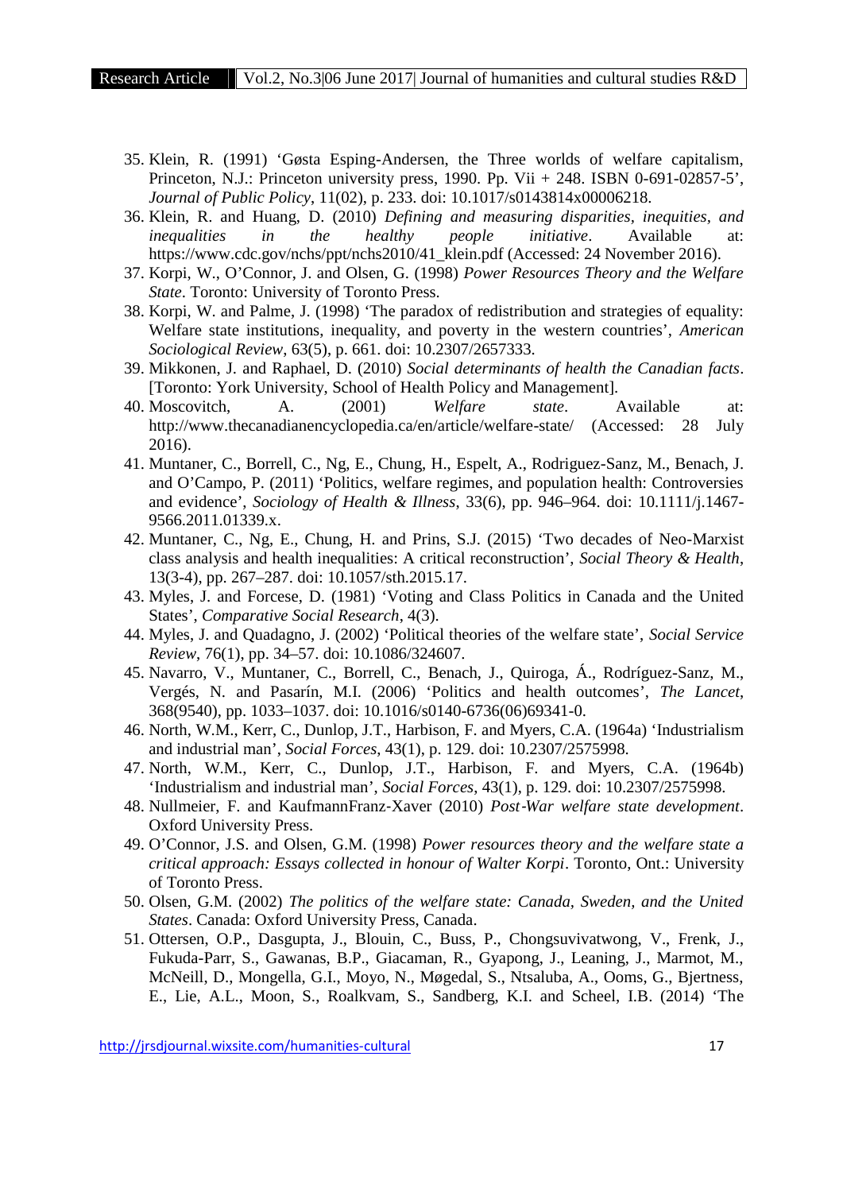35. Klein, R. (1991) 'Gøsta Esping-Andersen, the Three worlds of welfare capitalism, Princeton, N.J.: Princeton university press, 1990. Pp. Vii + 248. ISBN 0-691-02857-5', *Journal of Public Policy*, 11(02), p. 233. doi: 10.1017/s0143814x00006218.
36. Klein, R. and Huang, D. (2010) *Defining and measuring disparities, inequities, and inequalities in the healthy people initiative*. Available at: https://www.cdc.gov/nchs/ppt/nchs2010/41_klein.pdf (Accessed: 24 November 2016).
37. Korpi, W., O'Connor, J. and Olsen, G. (1998) *Power Resources Theory and the Welfare State*. Toronto: University of Toronto Press.
38. Korpi, W. and Palme, J. (1998) 'The paradox of redistribution and strategies of equality: Welfare state institutions, inequality, and poverty in the western countries', *American Sociological Review*, 63(5), p. 661. doi: 10.2307/2657333.
39. Mikkonen, J. and Raphael, D. (2010) *Social determinants of health the Canadian facts*. [Toronto: York University, School of Health Policy and Management].
40. Moscovitch, A. (2001) *Welfare state*. Available at: http://www.thecanadianencyclopedia.ca/en/article/welfare-state/ (Accessed: 28 July 2016).
41. Muntaner, C., Borrell, C., Ng, E., Chung, H., Espelt, A., Rodriguez-Sanz, M., Benach, J. and O'Campo, P. (2011) 'Politics, welfare regimes, and population health: Controversies and evidence', *Sociology of Health & Illness*, 33(6), pp. 946–964. doi: 10.1111/j.1467-9566.2011.01339.x.
42. Muntaner, C., Ng, E., Chung, H. and Prins, S.J. (2015) 'Two decades of Neo-Marxist class analysis and health inequalities: A critical reconstruction', *Social Theory & Health*, 13(3-4), pp. 267–287. doi: 10.1057/sth.2015.17.
43. Myles, J. and Forcese, D. (1981) 'Voting and Class Politics in Canada and the United States', *Comparative Social Research*, 4(3).
44. Myles, J. and Quadagno, J. (2002) 'Political theories of the welfare state', *Social Service Review*, 76(1), pp. 34–57. doi: 10.1086/324607.
45. Navarro, V., Muntaner, C., Borrell, C., Benach, J., Quiroga, Á., Rodríguez-Sanz, M., Vergés, N. and Pasarín, M.I. (2006) 'Politics and health outcomes', *The Lancet*, 368(9540), pp. 1033–1037. doi: 10.1016/s0140-6736(06)69341-0.
46. North, W.M., Kerr, C., Dunlop, J.T., Harbison, F. and Myers, C.A. (1964a) 'Industrialism and industrial man', *Social Forces*, 43(1), p. 129. doi: 10.2307/2575998.
47. North, W.M., Kerr, C., Dunlop, J.T., Harbison, F. and Myers, C.A. (1964b) 'Industrialism and industrial man', *Social Forces*, 43(1), p. 129. doi: 10.2307/2575998.
48. Nullmeier, F. and KaufmannFranz-Xaver (2010) *Post-War welfare state development*. Oxford University Press.
49. O'Connor, J.S. and Olsen, G.M. (1998) *Power resources theory and the welfare state a critical approach: Essays collected in honour of Walter Korpi*. Toronto, Ont.: University of Toronto Press.
50. Olsen, G.M. (2002) *The politics of the welfare state: Canada, Sweden, and the United States*. Canada: Oxford University Press, Canada.
51. Ottersen, O.P., Dasgupta, J., Blouin, C., Buss, P., Chongsuvivatwong, V., Frenk, J., Fukuda-Parr, S., Gawanas, B.P., Giacaman, R., Gyapong, J., Leaning, J., Marmot, M., McNeill, D., Mongella, G.I., Moyo, N., Møgedal, S., Ntsaluba, A., Ooms, G., Bjertness, E., Lie, A.L., Moon, S., Roalkvam, S., Sandberg, K.I. and Scheel, I.B. (2014) 'The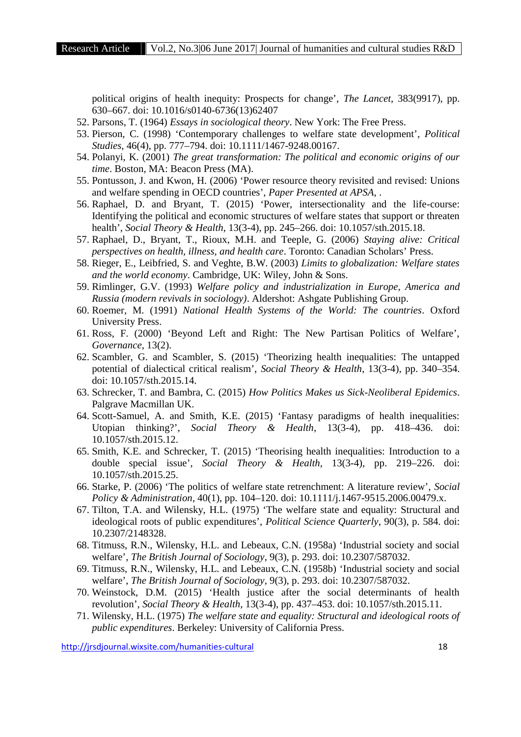political origins of health inequity: Prospects for change', *The Lancet*, 383(9917), pp. 630–667. doi: 10.1016/s0140-6736(13)62407

52. Parsons, T. (1964) *Essays in sociological theory*. New York: The Free Press.
53. Pierson, C. (1998) 'Contemporary challenges to welfare state development', *Political Studies*, 46(4), pp. 777–794. doi: 10.1111/1467-9248.00167.
54. Polanyi, K. (2001) *The great transformation: The political and economic origins of our time*. Boston, MA: Beacon Press (MA).
55. Pontusson, J. and Kwon, H. (2006) 'Power resource theory revisited and revised: Unions and welfare spending in OECD countries', *Paper Presented at APSA*, .
56. Raphael, D. and Bryant, T. (2015) 'Power, intersectionality and the life-course: Identifying the political and economic structures of welfare states that support or threaten health', *Social Theory & Health*, 13(3-4), pp. 245–266. doi: 10.1057/sth.2015.18.
57. Raphael, D., Bryant, T., Rioux, M.H. and Teeple, G. (2006) *Staying alive: Critical perspectives on health, illness, and health care*. Toronto: Canadian Scholars' Press.
58. Rieger, E., Leibfried, S. and Veghte, B.W. (2003) *Limits to globalization: Welfare states and the world economy*. Cambridge, UK: Wiley, John & Sons.
59. Rimlinger, G.V. (1993) *Welfare policy and industrialization in Europe, America and Russia (modern revivals in sociology)*. Aldershot: Ashgate Publishing Group.
60. Roemer, M. (1991) *National Health Systems of the World: The countries*. Oxford University Press.
61. Ross, F. (2000) 'Beyond Left and Right: The New Partisan Politics of Welfare', *Governance*, 13(2).
62. Scambler, G. and Scambler, S. (2015) 'Theorizing health inequalities: The untapped potential of dialectical critical realism', *Social Theory & Health*, 13(3-4), pp. 340–354. doi: 10.1057/sth.2015.14.
63. Schrecker, T. and Bambra, C. (2015) *How Politics Makes us Sick-Neoliberal Epidemics*. Palgrave Macmillan UK.
64. Scott-Samuel, A. and Smith, K.E. (2015) 'Fantasy paradigms of health inequalities: Utopian thinking?', *Social Theory & Health*, 13(3-4), pp. 418–436. doi: 10.1057/sth.2015.12.
65. Smith, K.E. and Schrecker, T. (2015) 'Theorising health inequalities: Introduction to a double special issue', *Social Theory & Health*, 13(3-4), pp. 219–226. doi: 10.1057/sth.2015.25.
66. Starke, P. (2006) 'The politics of welfare state retrenchment: A literature review', *Social Policy & Administration*, 40(1), pp. 104–120. doi: 10.1111/j.1467-9515.2006.00479.x.
67. Tilton, T.A. and Wilensky, H.L. (1975) 'The welfare state and equality: Structural and ideological roots of public expenditures', *Political Science Quarterly*, 90(3), p. 584. doi: 10.2307/2148328.
68. Titmuss, R.N., Wilensky, H.L. and Lebeaux, C.N. (1958a) 'Industrial society and social welfare', *The British Journal of Sociology*, 9(3), p. 293. doi: 10.2307/587032.
69. Titmuss, R.N., Wilensky, H.L. and Lebeaux, C.N. (1958b) 'Industrial society and social welfare', *The British Journal of Sociology*, 9(3), p. 293. doi: 10.2307/587032.
70. Weinstock, D.M. (2015) 'Health justice after the social determinants of health revolution', *Social Theory & Health*, 13(3-4), pp. 437–453. doi: 10.1057/sth.2015.11.
71. Wilensky, H.L. (1975) *The welfare state and equality: Structural and ideological roots of public expenditures*. Berkeley: University of California Press.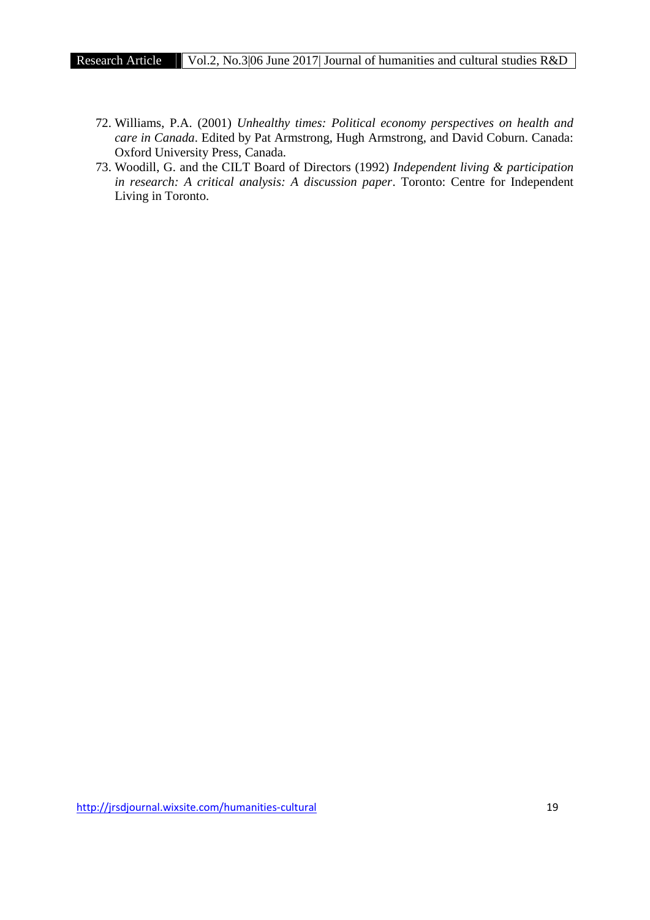72. Williams, P.A. (2001) *Unhealthy times: Political economy perspectives on health and care in Canada*. Edited by Pat Armstrong, Hugh Armstrong, and David Coburn. Canada: Oxford University Press, Canada.
73. Woodill, G. and the CILT Board of Directors (1992) *Independent living & participation in research: A critical analysis: A discussion paper*. Toronto: Centre for Independent Living in Toronto.